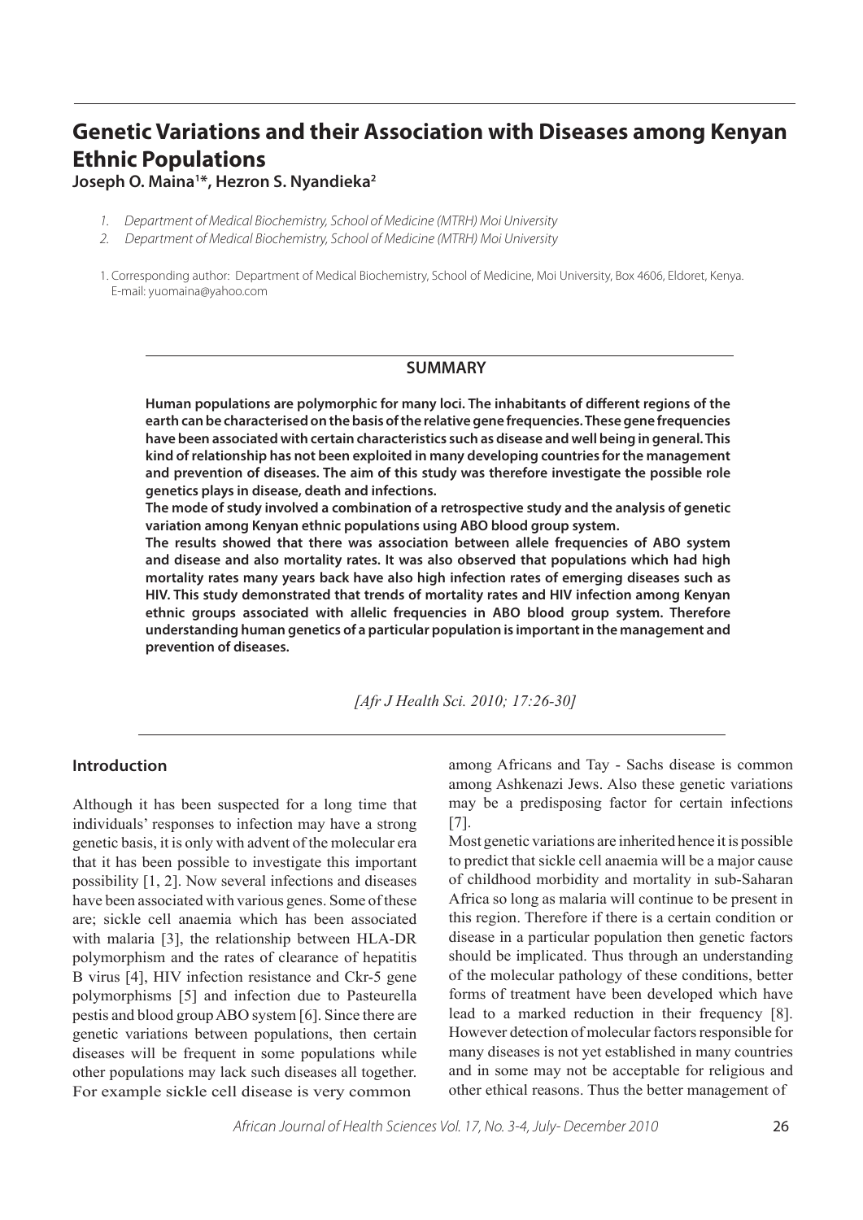# Genetic Variations and their Association with Diseases among Kenyan Ethnic Populations

**Joseph O. Maina[1]*, Hezron S. Nyandieka[2]**

1. *Department of Medical Biochemistry, School of Medicine (MTRH) Moi University*
2. *Department of Medical Biochemistry, School of Medicine (MTRH) Moi University*

1. Corresponding author: Department of Medical Biochemistry, School of Medicine, Moi University, Box 4606, Eldoret, Kenya. E-mail: yuomaina@yahoo.com

## SUMMARY

**Human populations are polymorphic for many loci. The inhabitants of different regions of the earth can be characterised on the basis of the relative gene frequencies. These gene frequencies have been associated with certain characteristics such as disease and well being in general. This kind of relationship has not been exploited in many developing countries for the management and prevention of diseases. The aim of this study was therefore investigate the possible role genetics plays in disease, death and infections.**

**The mode of study involved a combination of a retrospective study and the analysis of genetic variation among Kenyan ethnic populations using ABO blood group system.**

**The results showed that there was association between allele frequencies of ABO system and disease and also mortality rates. It was also observed that populations which had high mortality rates many years back have also high infection rates of emerging diseases such as HIV. This study demonstrated that trends of mortality rates and HIV infection among Kenyan ethnic groups associated with allelic frequencies in ABO blood group system. Therefore understanding human genetics of a particular population is important in the management and prevention of diseases.**

*[Afr J Health Sci. 2010; 17:26-30]*

## Introduction

Although it has been suspected for a long time that individuals' responses to infection may have a strong genetic basis, it is only with advent of the molecular era that it has been possible to investigate this important possibility [1, 2]. Now several infections and diseases have been associated with various genes. Some of these are; sickle cell anaemia which has been associated with malaria [3], the relationship between HLA-DR polymorphism and the rates of clearance of hepatitis B virus [4], HIV infection resistance and Ckr-5 gene polymorphisms [5] and infection due to Pasteurella pestis and blood group ABO system [6]. Since there are genetic variations between populations, then certain diseases will be frequent in some populations while other populations may lack such diseases all together. For example sickle cell disease is very common among Africans and Tay - Sachs disease is common among Ashkenazi Jews. Also these genetic variations may be a predisposing factor for certain infections [7].

Most genetic variations are inherited hence it is possible to predict that sickle cell anaemia will be a major cause of childhood morbidity and mortality in sub-Saharan Africa so long as malaria will continue to be present in this region. Therefore if there is a certain condition or disease in a particular population then genetic factors should be implicated. Thus through an understanding of the molecular pathology of these conditions, better forms of treatment have been developed which have lead to a marked reduction in their frequency [8]. However detection of molecular factors responsible for many diseases is not yet established in many countries and in some may not be acceptable for religious and other ethical reasons. Thus the better management of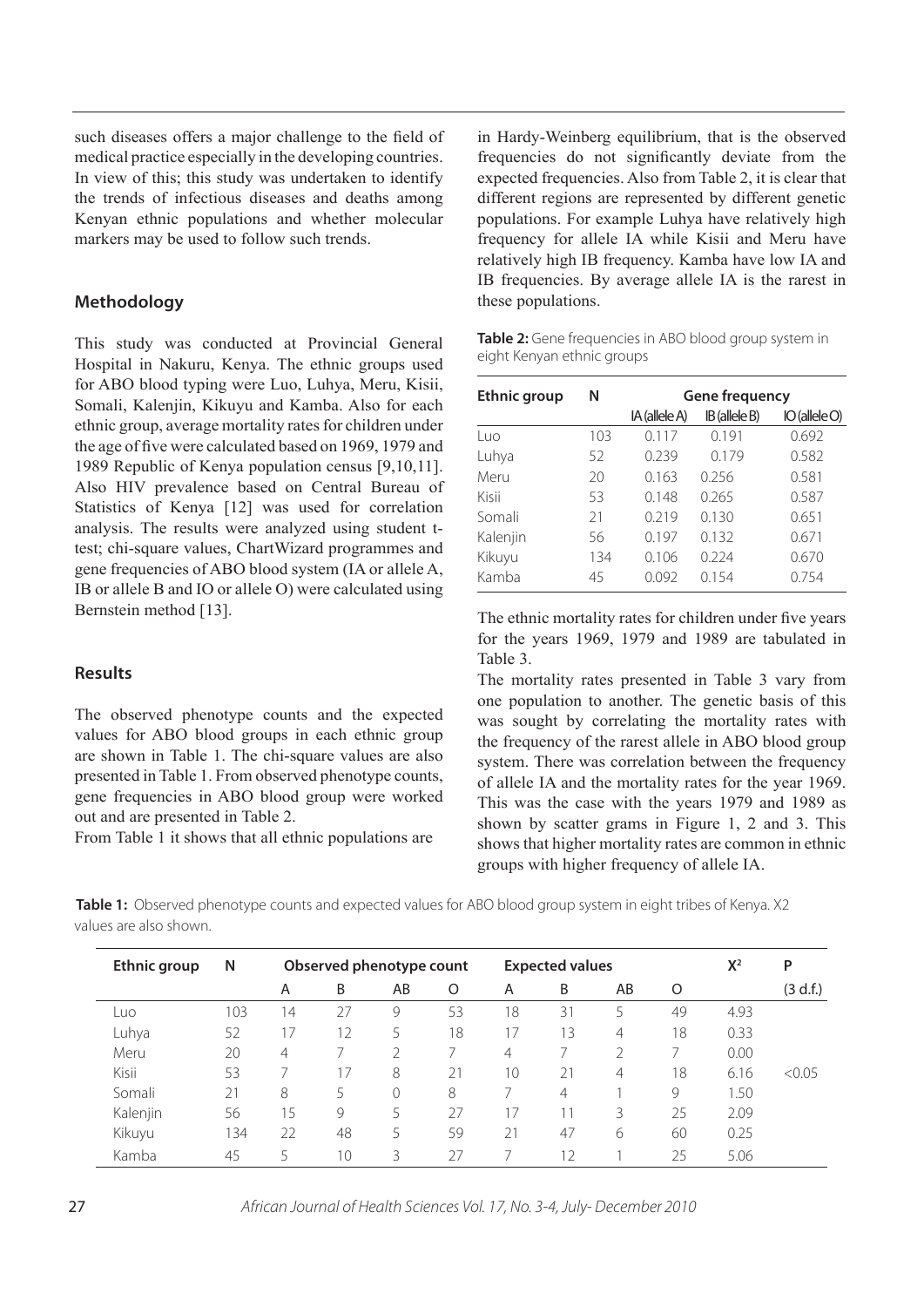such diseases offers a major challenge to the field of medical practice especially in the developing countries. In view of this; this study was undertaken to identify the trends of infectious diseases and deaths among Kenyan ethnic populations and whether molecular markers may be used to follow such trends.

## Methodology

This study was conducted at Provincial General Hospital in Nakuru, Kenya. The ethnic groups used for ABO blood typing were Luo, Luhya, Meru, Kisii, Somali, Kalenjin, Kikuyu and Kamba. Also for each ethnic group, average mortality rates for children under the age of five were calculated based on 1969, 1979 and 1989 Republic of Kenya population census [9,10,11]. Also HIV prevalence based on Central Bureau of Statistics of Kenya [12] was used for correlation analysis. The results were analyzed using student t-test; chi-square values, ChartWizard programmes and gene frequencies of ABO blood system (IA or allele A, IB or allele B and IO or allele O) were calculated using Bernstein method [13].

## Results

The observed phenotype counts and the expected values for ABO blood groups in each ethnic group are shown in Table 1. The chi-square values are also presented in Table 1. From observed phenotype counts, gene frequencies in ABO blood group were worked out and are presented in Table 2.

From Table 1 it shows that all ethnic populations are in Hardy-Weinberg equilibrium, that is the observed frequencies do not significantly deviate from the expected frequencies. Also from Table 2, it is clear that different regions are represented by different genetic populations. For example Luhya have relatively high frequency for allele IA while Kisii and Meru have relatively high IB frequency. Kamba have low IA and IB frequencies. By average allele IA is the rarest in these populations.

**Table 2:** Gene frequencies in ABO blood group system in eight Kenyan ethnic groups

| Ethnic group | N | Gene frequency | | |
|---|---|---|---|---|
| | | IA (allele A) | IB (allele B) | IO (allele O) |
| Luo | 103 | 0.117 | 0.191 | 0.692 |
| Luhya | 52 | 0.239 | 0.179 | 0.582 |
| Meru | 20 | 0.163 | 0.256 | 0.581 |
| Kisii | 53 | 0.148 | 0.265 | 0.587 |
| Somali | 21 | 0.219 | 0.130 | 0.651 |
| Kalenjin | 56 | 0.197 | 0.132 | 0.671 |
| Kikuyu | 134 | 0.106 | 0.224 | 0.670 |
| Kamba | 45 | 0.092 | 0.154 | 0.754 |

The ethnic mortality rates for children under five years for the years 1969, 1979 and 1989 are tabulated in Table 3.

The mortality rates presented in Table 3 vary from one population to another. The genetic basis of this was sought by correlating the mortality rates with the frequency of the rarest allele in ABO blood group system. There was correlation between the frequency of allele IA and the mortality rates for the year 1969. This was the case with the years 1979 and 1989 as shown by scatter grams in Figure 1, 2 and 3. This shows that higher mortality rates are common in ethnic groups with higher frequency of allele IA.

**Table 1:** Observed phenotype counts and expected values for ABO blood group system in eight tribes of Kenya. X2 values are also shown.

| Ethnic group | N | Observed phenotype count | | | | Expected values | | | | $X^2$ | P |
|---|---|---|---|---|---|---|---|---|---|---|---|
| | | A | B | AB | O | A | B | AB | O | | (3 d.f.) |
| Luo | 103 | 14 | 27 | 9 | 53 | 18 | 31 | 5 | 49 | 4.93 | |
| Luhya | 52 | 17 | 12 | 5 | 18 | 17 | 13 | 4 | 18 | 0.33 | |
| Meru | 20 | 4 | 7 | 2 | 7 | 4 | 7 | 2 | 7 | 0.00 | |
| Kisii | 53 | 7 | 17 | 8 | 21 | 10 | 21 | 4 | 18 | 6.16 | <0.05 |
| Somali | 21 | 8 | 5 | 0 | 8 | 7 | 4 | 1 | 9 | 1.50 | |
| Kalenjin | 56 | 15 | 9 | 5 | 27 | 17 | 11 | 3 | 25 | 2.09 | |
| Kikuyu | 134 | 22 | 48 | 5 | 59 | 21 | 47 | 6 | 60 | 0.25 | |
| Kamba | 45 | 5 | 10 | 3 | 27 | 7 | 12 | 1 | 25 | 5.06 | |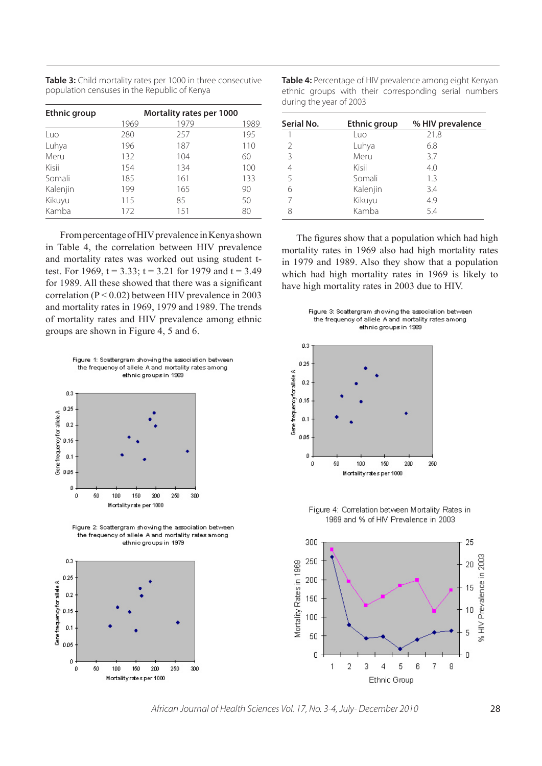**Table 3:** Child mortality rates per 1000 in three consecutive population censuses in the Republic of Kenya

| Ethnic group | Mortality rates per 1000 | | |
|---|---|---|---|
| | 1969 | 1979 | 1989 |
| Luo | 280 | 257 | 195 |
| Luhya | 196 | 187 | 110 |
| Meru | 132 | 104 | 60 |
| Kisii | 154 | 134 | 100 |
| Somali | 185 | 161 | 133 |
| Kalenjin | 199 | 165 | 90 |
| Kikuyu | 115 | 85 | 50 |
| Kamba | 172 | 151 | 80 |

From percentage of HIV prevalence in Kenya shown in Table 4, the correlation between HIV prevalence and mortality rates was worked out using student t-test. For 1969, t = 3.33; t = 3.21 for 1979 and t = 3.49 for 1989. All these showed that there was a significant correlation ($P < 0.02$) between HIV prevalence in 2003 and mortality rates in 1969, 1979 and 1989. The trends of mortality rates and HIV prevalence among ethnic groups are shown in Figure 4, 5 and 6.

Figure 1: Scattergram showing the association between the frequency of allele A and mortality rates among ethnic groups in 1969

Figure 2: Scattergram showing the association between the frequency of allele A and mortality rates among ethnic groups in 1979

**Table 4:** Percentage of HIV prevalence among eight Kenyan ethnic groups with their corresponding serial numbers during the year of 2003

| Serial No. | Ethnic group | % HIV prevalence |
|---|---|---|
| 1 | Luo | 21.8 |
| 2 | Luhya | 6.8 |
| 3 | Meru | 3.7 |
| 4 | Kisii | 4.0 |
| 5 | Somali | 1.3 |
| 6 | Kalenjin | 3.4 |
| 7 | Kikuyu | 4.9 |
| 8 | Kamba | 5.4 |

The figures show that a population which had high mortality rates in 1969 also had high mortality rates in 1979 and 1989. Also they show that a population which had high mortality rates in 1969 is likely to have high mortality rates in 2003 due to HIV.

Figure 3: Scattergram showing the association between the frequency of allele A and mortality rates among ethnic groups in 1989

Figure 4: Correlation between Mortality Rates in 1969 and % of HIV Prevalence in 2003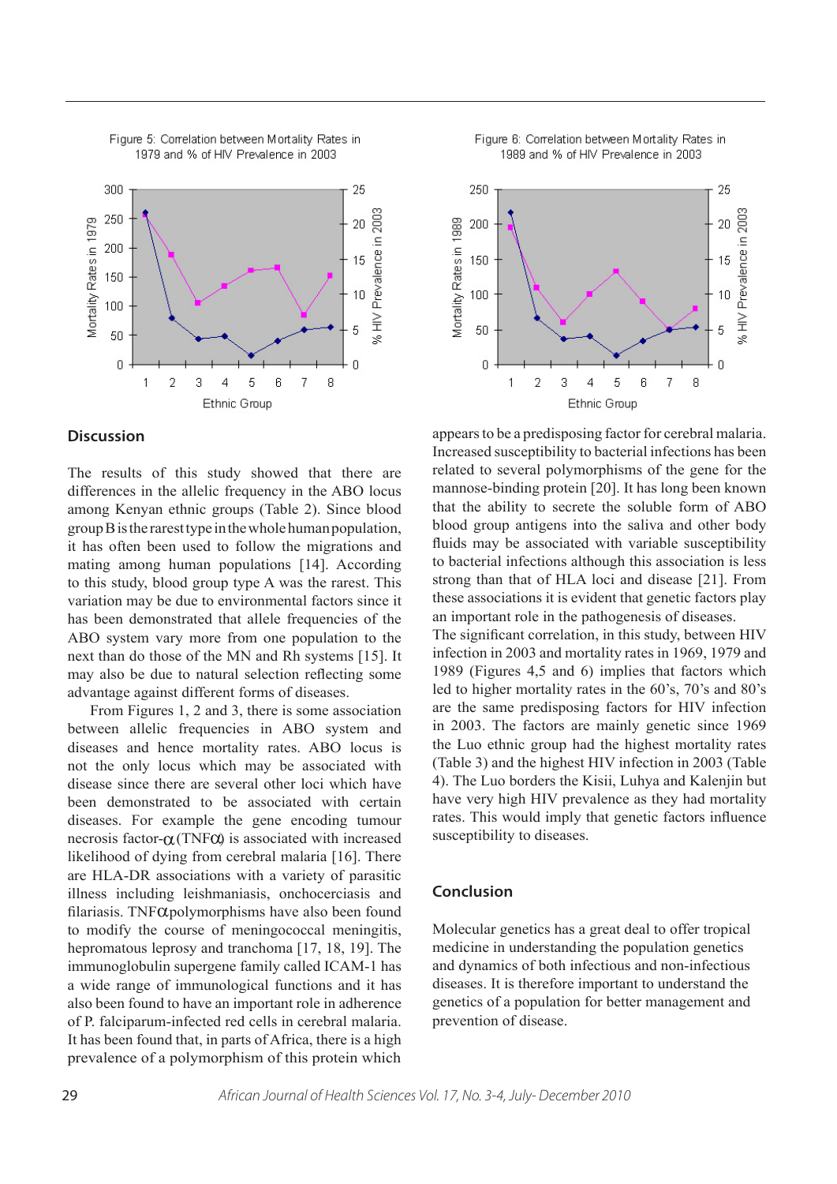Figure 5: Correlation between Mortality Rates in 1979 and % of HIV Prevalence in 2003

Figure 6: Correlation between Mortality Rates in 1989 and % of HIV Prevalence in 2003

## Discussion

The results of this study showed that there are differences in the allelic frequency in the ABO locus among Kenyan ethnic groups (Table 2). Since blood group B is the rarest type in the whole human population, it has often been used to follow the migrations and mating among human populations [14]. According to this study, blood group type A was the rarest. This variation may be due to environmental factors since it has been demonstrated that allele frequencies of the ABO system vary more from one population to the next than do those of the MN and Rh systems [15]. It may also be due to natural selection reflecting some advantage against different forms of diseases.

From Figures 1, 2 and 3, there is some association between allelic frequencies in ABO system and diseases and hence mortality rates. ABO locus is not the only locus which may be associated with disease since there are several other loci which have been demonstrated to be associated with certain diseases. For example the gene encoding tumour necrosis factor-$\alpha$ (TNF$\alpha$) is associated with increased likelihood of dying from cerebral malaria [16]. There are HLA-DR associations with a variety of parasitic illness including leishmaniasis, onchocerciasis and filariasis. TNF$\alpha$ polymorphisms have also been found to modify the course of meningococcal meningitis, hepromatous leprosy and tranchoma [17, 18, 19]. The immunoglobulin supergene family called ICAM-1 has a wide range of immunological functions and it has also been found to have an important role in adherence of P. falciparum-infected red cells in cerebral malaria. It has been found that, in parts of Africa, there is a high prevalence of a polymorphism of this protein which appears to be a predisposing factor for cerebral malaria. Increased susceptibility to bacterial infections has been related to several polymorphisms of the gene for the mannose-binding protein [20]. It has long been known that the ability to secrete the soluble form of ABO blood group antigens into the saliva and other body fluids may be associated with variable susceptibility to bacterial infections although this association is less strong than that of HLA loci and disease [21]. From these associations it is evident that genetic factors play an important role in the pathogenesis of diseases.

The significant correlation, in this study, between HIV infection in 2003 and mortality rates in 1969, 1979 and 1989 (Figures 4,5 and 6) implies that factors which led to higher mortality rates in the 60's, 70's and 80's are the same predisposing factors for HIV infection in 2003. The factors are mainly genetic since 1969 the Luo ethnic group had the highest mortality rates (Table 3) and the highest HIV infection in 2003 (Table 4). The Luo borders the Kisii, Luhya and Kalenjin but have very high HIV prevalence as they had mortality rates. This would imply that genetic factors influence susceptibility to diseases.

## Conclusion

Molecular genetics has a great deal to offer tropical medicine in understanding the population genetics and dynamics of both infectious and non-infectious diseases. It is therefore important to understand the genetics of a population for better management and prevention of disease.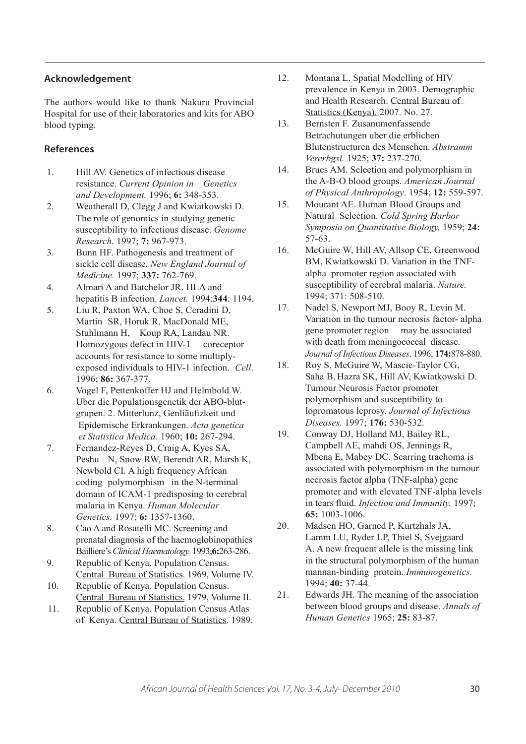## Acknowledgement

The authors would like to thank Nakuru Provincial Hospital for use of their laboratories and kits for ABO blood typing.

## References

1. Hill AV. Genetics of infectious disease resistance. *Current Opinion in Genetics and Development.* 1996; **6:** 348-353.
2. Weatherall D, Clegg J and Kwiatkowski D. The role of genomics in studying genetic susceptibility to infectious disease. *Genome Research.* 1997; **7:** 967-973.
3. Bunn HF. Pathogenesis and treatment of sickle cell disease. *New England Journal of Medicine.* 1997; **337:** 762-769.
4. Almari A and Batchelor JR. HLA and hepatitis B infection. *Lancet.* 1994;**344**: 1194.
5. Liu R, Paxton WA, Choe S, Ceradini D, Martin SR, Horuk R, MacDonald ME, Stuhlmann H, Koup RA, Landau NR. Homozygous defect in HIV-1 coreceptor accounts for resistance to some multiply-exposed individuals to HIV-1 infection. *Cell*. 1996; **86:** 367-377.
6. Vogel F, Pettenkoffer HJ and Helmbold W. Uber die Populationsgenetik der ABO-blutgrupen. 2. Mitterlunz, Genliäufizkeit und Epidemische Erkrankungen. *Acta genetica et Statistica Medica*. 1960; **10:** 267-294.
7. Fernandez-Reyes D, Craig A, Kyes SA, Peshu N, Snow RW, Berendt AR, Marsh K, Newbold CI. A high frequency African coding polymorphism in the N-terminal domain of ICAM-1 predisposing to cerebral malaria in Kenya. *Human Molecular Genetics.* 1997; **6:** 1357-1360.
8. Cao A and Rosatelli MC. Screening and prenatal diagnosis of the haemoglobinopathies Bailliere's *Clinical Haematology.* 1993;**6:**263-286.
9. Republic of Kenya. Population Census. Central Bureau of Statistics. 1969, Volume IV.
10. Republic of Kenya. Population Census. Central Bureau of Statistics. 1979, Volume II.
11. Republic of Kenya. Population Census Atlas of Kenya. Central Bureau of Statistics. 1989.
12. Montana L. Spatial Modelling of HIV prevalence in Kenya in 2003. Demographic and Health Research. Central Bureau of Statistics (Kenya). 2007. No. 27.
13. Bernsten F. Zusanumenfassende Betrachutungen uber die erblichen Blutenstructuren des Menschen. *Abstramm Vererbgsl.* 1925; **37:** 237-270.
14. Brues AM. Selection and polymorphism in the A-B-O blood groups. *American Journal of Physical Anthropology*. 1954; **12:** 559-597.
15. Mourant AE. Human Blood Groups and Natural Selection. *Cold Spring Harbor Symposia on Quantitative Biology.* 1959; **24:** 57-63.
16. McGuire W, Hill AV, Allsop CE, Greenwood BM, Kwiatkowski D. Variation in the TNF-alpha promoter region associated with susceptibility of cerebral malaria. *Nature.* 1994; 371: 508-510.
17. Nadel S, Newport MJ, Booy R, Levin M. Variation in the tumour necrosis factor- alpha gene promoter region may be associated with death from meningococcal disease. *Journal of Infectious Diseases*. 1996; **174:**878-880.
18. Roy S, McGuire W, Mascie-Taylor CG, Saha B, Hazra SK, Hill AV, Kwiatkowski D. Tumour Neurosis Factor promoter polymorphism and susceptibility to lopromatous leprosy. *Journal of Infectious Diseases.* 1997; **176:** 530-532.
19. Conway DJ, Holland MJ, Bailey RL, Campbell AE, mahdi OS, Jennings R, Mbena E, Mabey DC. Scarring trachoma is associated with polymorphism in the tumour necrosis factor alpha (TNF-alpha) gene promoter and with elevated TNF-alpha levels in tears fluid. *Infection and Immunity.* 1997; **65:** 1003-1006.
20. Madsen HO, Garned P, Kurtzhals JA, Lamm LU, Ryder LP, Thiel S, Svejgaard A. A new frequent allele is the missing link in the structural polymorphism of the human mannan-binding protein. *Immunogenetics.* 1994; **40:** 37-44.
21. Edwards JH. The meaning of the association between blood groups and disease. *Annals of Human Genetics* 1965; **25:** 83-87.